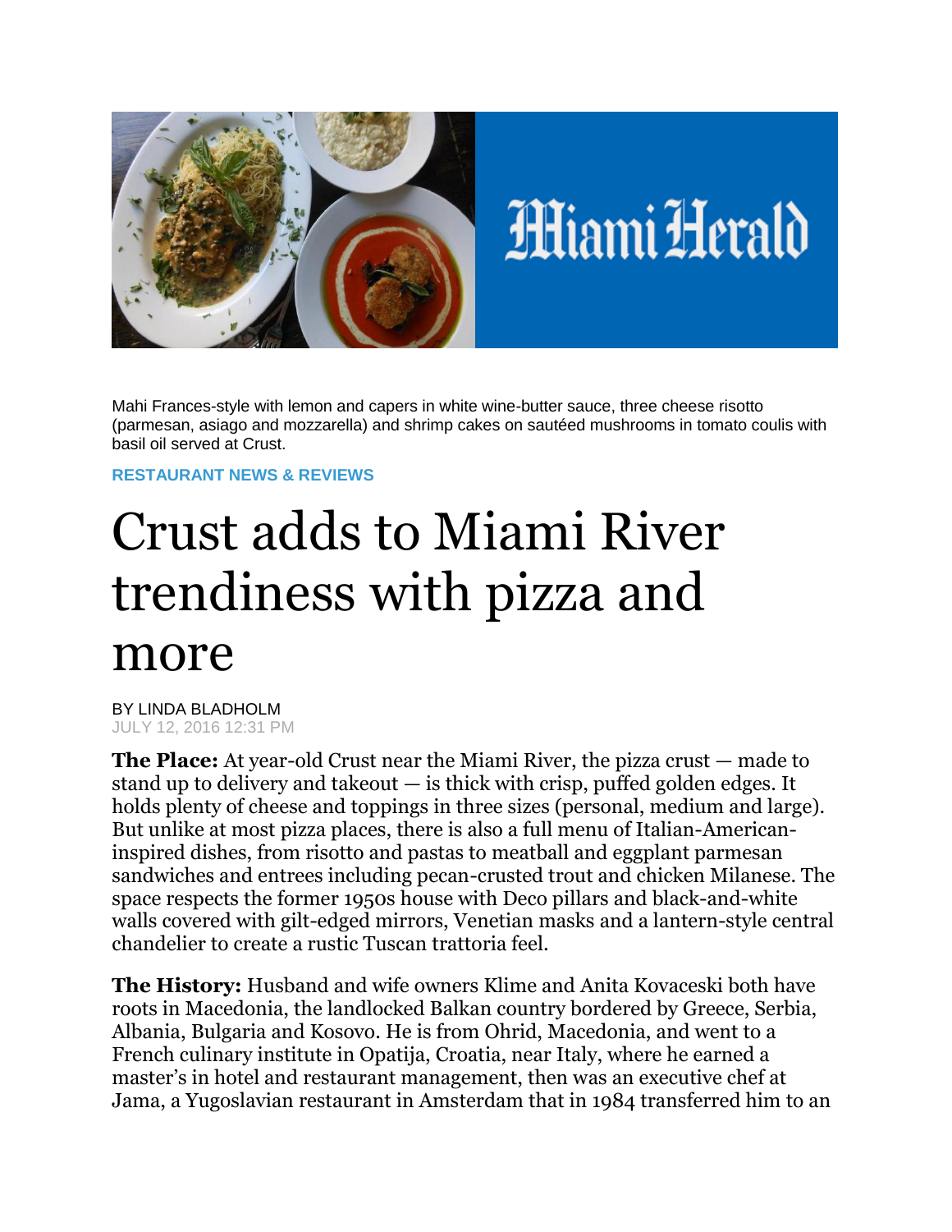Mahi Frances-style with lemon and capers in white wine-butter sauce, three cheese risotto (parmesan, asiago and mozzarella) and shrimp cakes on sautéed mushrooms in tomato coulis with basil oil served at Crust.

**RESTAURANT NEWS & REVIEWS**

# Crust adds to Miami River trendiness with pizza and more

BY LINDA BLADHOLM
JULY 12, 2016 12:31 PM

**The Place:** At year-old Crust near the Miami River, the pizza crust — made to stand up to delivery and takeout — is thick with crisp, puffed golden edges. It holds plenty of cheese and toppings in three sizes (personal, medium and large). But unlike at most pizza places, there is also a full menu of Italian-American-inspired dishes, from risotto and pastas to meatball and eggplant parmesan sandwiches and entrees including pecan-crusted trout and chicken Milanese. The space respects the former 1950s house with Deco pillars and black-and-white walls covered with gilt-edged mirrors, Venetian masks and a lantern-style central chandelier to create a rustic Tuscan trattoria feel.

**The History:** Husband and wife owners Klime and Anita Kovaceski both have roots in Macedonia, the landlocked Balkan country bordered by Greece, Serbia, Albania, Bulgaria and Kosovo. He is from Ohrid, Macedonia, and went to a French culinary institute in Opatija, Croatia, near Italy, where he earned a master's in hotel and restaurant management, then was an executive chef at Jama, a Yugoslavian restaurant in Amsterdam that in 1984 transferred him to an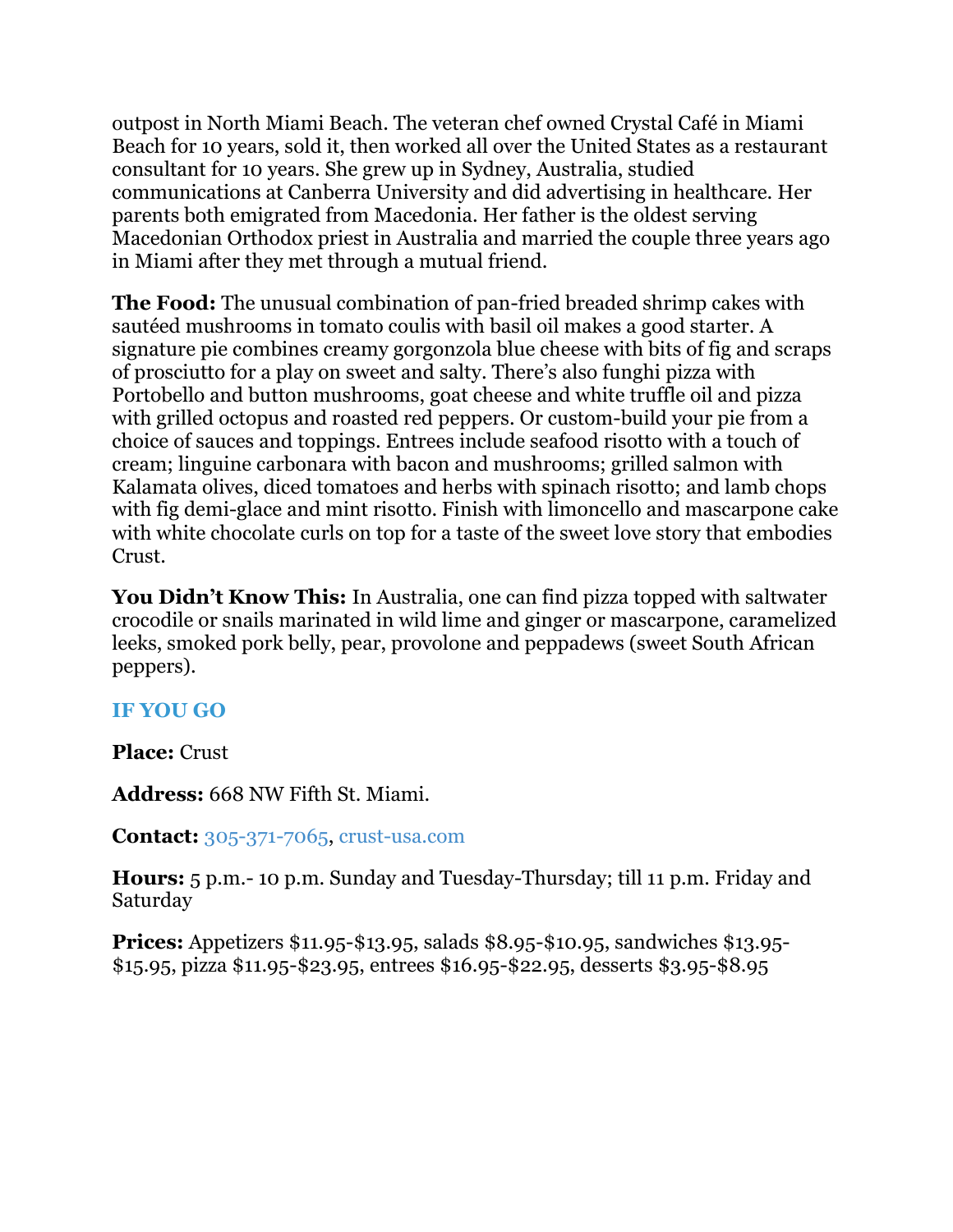outpost in North Miami Beach. The veteran chef owned Crystal Café in Miami Beach for 10 years, sold it, then worked all over the United States as a restaurant consultant for 10 years. She grew up in Sydney, Australia, studied communications at Canberra University and did advertising in healthcare. Her parents both emigrated from Macedonia. Her father is the oldest serving Macedonian Orthodox priest in Australia and married the couple three years ago in Miami after they met through a mutual friend.

**The Food:** The unusual combination of pan-fried breaded shrimp cakes with sautéed mushrooms in tomato coulis with basil oil makes a good starter. A signature pie combines creamy gorgonzola blue cheese with bits of fig and scraps of prosciutto for a play on sweet and salty. There's also funghi pizza with Portobello and button mushrooms, goat cheese and white truffle oil and pizza with grilled octopus and roasted red peppers. Or custom-build your pie from a choice of sauces and toppings. Entrees include seafood risotto with a touch of cream; linguine carbonara with bacon and mushrooms; grilled salmon with Kalamata olives, diced tomatoes and herbs with spinach risotto; and lamb chops with fig demi-glace and mint risotto. Finish with limoncello and mascarpone cake with white chocolate curls on top for a taste of the sweet love story that embodies Crust.

**You Didn't Know This:** In Australia, one can find pizza topped with saltwater crocodile or snails marinated in wild lime and ginger or mascarpone, caramelized leeks, smoked pork belly, pear, provolone and peppadews (sweet South African peppers).

## IF YOU GO

**Place:** Crust

**Address:** 668 NW Fifth St. Miami.

**Contact:** 305-371-7065, crust-usa.com

**Hours:** 5 p.m.- 10 p.m. Sunday and Tuesday-Thursday; till 11 p.m. Friday and Saturday

**Prices:** Appetizers $11.95-$13.95, salads $8.95-$10.95, sandwiches $13.95-$15.95, pizza $11.95-$23.95, entrees $16.95-$22.95, desserts $3.95-$8.95